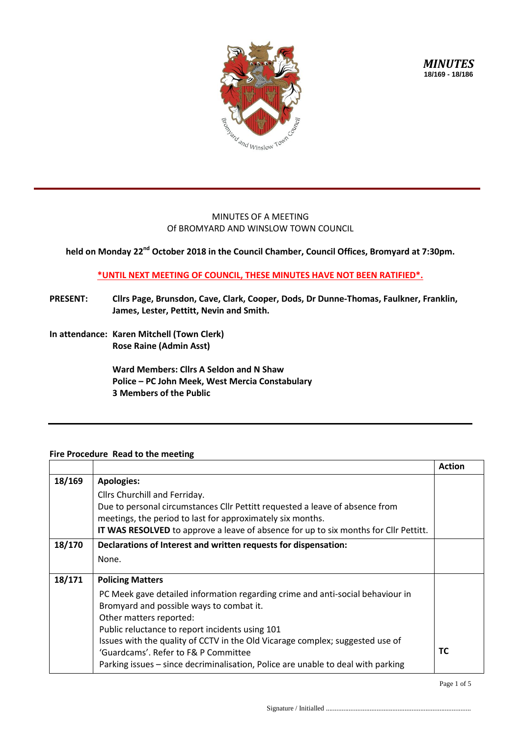*MINUTES*
**18/169 - 18/186**

MINUTES OF A MEETING
Of BROMYARD AND WINSLOW TOWN COUNCIL

**held on Monday 22nd October 2018 in the Council Chamber, Council Offices, Bromyard at 7:30pm.**

**\*UNTIL NEXT MEETING OF COUNCIL, THESE MINUTES HAVE NOT BEEN RATIFIED\*.**

**PRESENT:** **Cllrs Page, Brunsdon, Cave, Clark, Cooper, Dods, Dr Dunne-Thomas, Faulkner, Franklin, James, Lester, Pettitt, Nevin and Smith.**

**In attendance:** **Karen Mitchell (Town Clerk)**
**Rose Raine (Admin Asst)**

**Ward Members: Cllrs A Seldon and N Shaw**
**Police – PC John Meek, West Mercia Constabulary**
**3 Members of the Public**

**Fire Procedure Read to the meeting**

| | | Action |
|---|---|---|
| 18/169 | **Apologies:**<br>Cllrs Churchill and Ferriday.<br>Due to personal circumstances Cllr Pettitt requested a leave of absence from meetings, the period to last for approximately six months.<br>**IT WAS RESOLVED** to approve a leave of absence for up to six months for Cllr Pettitt. | |
| 18/170 | **Declarations of Interest and written requests for dispensation:**<br>None. | |
| 18/171 | **Policing Matters**<br>PC Meek gave detailed information regarding crime and anti-social behaviour in Bromyard and possible ways to combat it.<br>Other matters reported:<br>Public reluctance to report incidents using 101<br>Issues with the quality of CCTV in the Old Vicarage complex; suggested use of 'Guardcams'. Refer to F& P Committee<br>Parking issues – since decriminalisation, Police are unable to deal with parking | TC |

Signature / Initialled ..................................................................................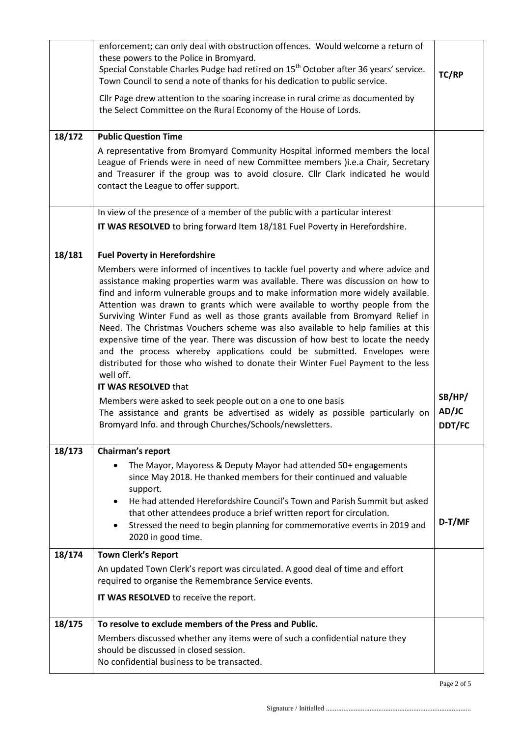| | | |
|---|---|---|
| | enforcement; can only deal with obstruction offences. Would welcome a return of these powers to the Police in Bromyard.<br>Special Constable Charles Pudge had retired on 15th October after 36 years' service. Town Council to send a note of thanks for his dedication to public service.<br><br>Cllr Page drew attention to the soaring increase in rural crime as documented by the Select Committee on the Rural Economy of the House of Lords. | TC/RP |
| 18/172 | **Public Question Time**<br>A representative from Bromyard Community Hospital informed members the local League of Friends were in need of new Committee members )i.e.a Chair, Secretary and Treasurer if the group was to avoid closure. Cllr Clark indicated he would contact the League to offer support. | |
| | In view of the presence of a member of the public with a particular interest<br>**IT WAS RESOLVED** to bring forward Item 18/181 Fuel Poverty in Herefordshire. | |
| 18/181 | **Fuel Poverty in Herefordshire**<br>Members were informed of incentives to tackle fuel poverty and where advice and assistance making properties warm was available. There was discussion on how to find and inform vulnerable groups and to make information more widely available. Attention was drawn to grants which were available to worthy people from the Surviving Winter Fund as well as those grants available from Bromyard Relief in Need. The Christmas Vouchers scheme was also available to help families at this expensive time of the year. There was discussion of how best to locate the needy and the process whereby applications could be submitted. Envelopes were distributed for those who wished to donate their Winter Fuel Payment to the less well off.<br>**IT WAS RESOLVED** that<br>Members were asked to seek people out on a one to one basis<br>The assistance and grants be advertised as widely as possible particularly on Bromyard Info. and through Churches/Schools/newsletters. | SB/HP/<br>AD/JC<br>DDT/FC |
| 18/173 | **Chairman's report**<br>• The Mayor, Mayoress & Deputy Mayor had attended 50+ engagements since May 2018. He thanked members for their continued and valuable support.<br>• He had attended Herefordshire Council's Town and Parish Summit but asked that other attendees produce a brief written report for circulation.<br>• Stressed the need to begin planning for commemorative events in 2019 and 2020 in good time. | D-T/MF |
| 18/174 | **Town Clerk's Report**<br>An updated Town Clerk's report was circulated. A good deal of time and effort required to organise the Remembrance Service events.<br>**IT WAS RESOLVED** to receive the report. | |
| 18/175 | **To resolve to exclude members of the Press and Public.**<br>Members discussed whether any items were of such a confidential nature they should be discussed in closed session.<br>No confidential business to be transacted. | |

Signature / Initialled ..................................................................................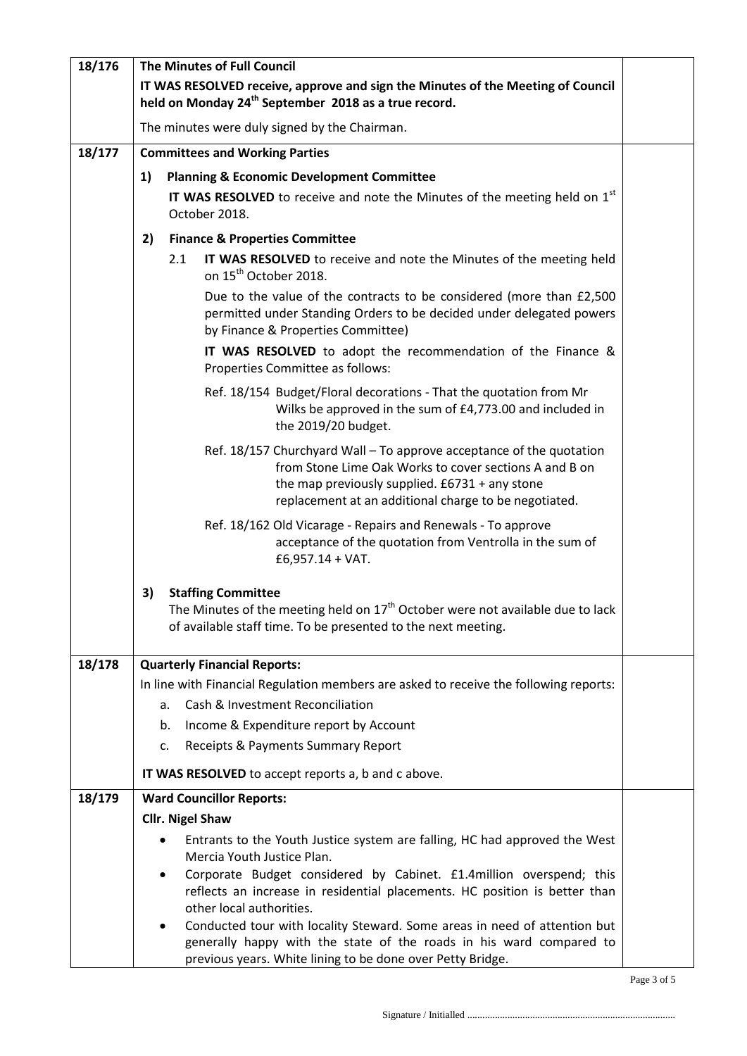| | | |
|---|---|---|
| 18/176 | **The Minutes of Full Council**<br><br>**IT WAS RESOLVED receive, approve and sign the Minutes of the Meeting of Council held on Monday 24th September 2018 as a true record.**<br><br>The minutes were duly signed by the Chairman. | |
| 18/177 | **Committees and Working Parties**<br><br>**1) Planning & Economic Development Committee**<br><br>**IT WAS RESOLVED** to receive and note the Minutes of the meeting held on 1st October 2018.<br><br>**2) Finance & Properties Committee**<br><br>2.1 **IT WAS RESOLVED** to receive and note the Minutes of the meeting held on 15th October 2018.<br><br>Due to the value of the contracts to be considered (more than £2,500 permitted under Standing Orders to be decided under delegated powers by Finance & Properties Committee)<br><br>**IT WAS RESOLVED** to adopt the recommendation of the Finance & Properties Committee as follows:<br><br>Ref. 18/154 Budget/Floral decorations - That the quotation from Mr Wilks be approved in the sum of £4,773.00 and included in the 2019/20 budget.<br><br>Ref. 18/157 Churchyard Wall – To approve acceptance of the quotation from Stone Lime Oak Works to cover sections A and B on the map previously supplied. £6731 + any stone replacement at an additional charge to be negotiated.<br><br>Ref. 18/162 Old Vicarage - Repairs and Renewals - To approve acceptance of the quotation from Ventrolla in the sum of £6,957.14 + VAT.<br><br>**3) Staffing Committee**<br><br>The Minutes of the meeting held on 17th October were not available due to lack of available staff time. To be presented to the next meeting. | |
| 18/178 | **Quarterly Financial Reports:**<br><br>In line with Financial Regulation members are asked to receive the following reports:<br><br>a. Cash & Investment Reconciliation<br>b. Income & Expenditure report by Account<br>c. Receipts & Payments Summary Report<br><br>**IT WAS RESOLVED** to accept reports a, b and c above. | |
| 18/179 | **Ward Councillor Reports:**<br><br>**Cllr. Nigel Shaw**<br><br>• Entrants to the Youth Justice system are falling, HC had approved the West Mercia Youth Justice Plan.<br>• Corporate Budget considered by Cabinet. £1.4million overspend; this reflects an increase in residential placements. HC position is better than other local authorities.<br>• Conducted tour with locality Steward. Some areas in need of attention but generally happy with the state of the roads in his ward compared to previous years. White lining to be done over Petty Bridge. | |

Signature / Initialled ..................................................................................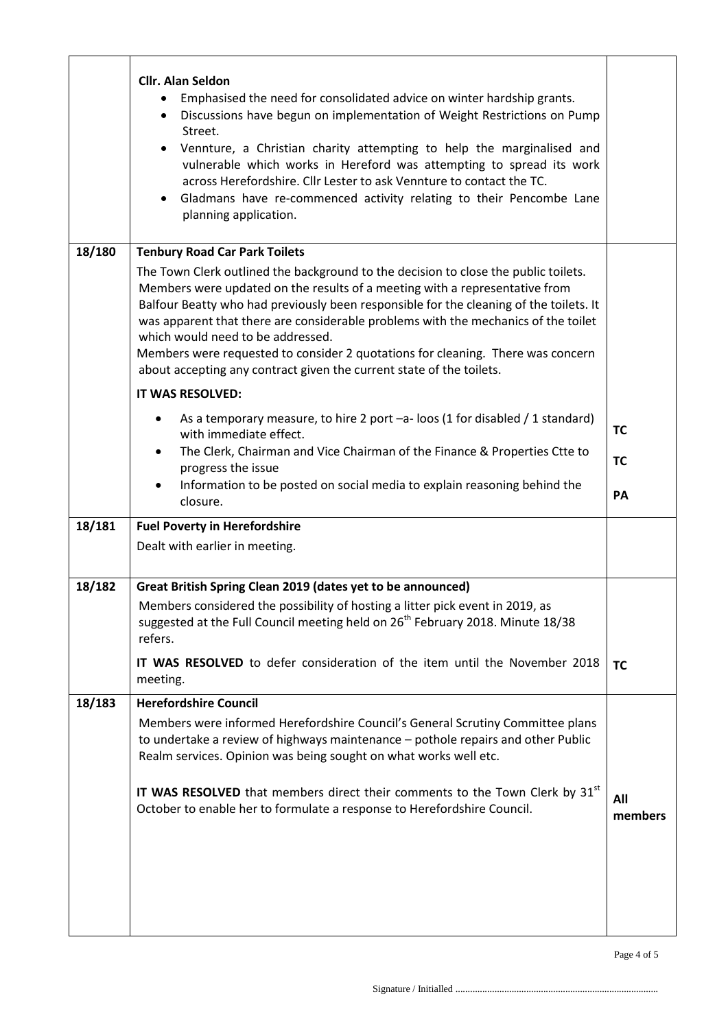| | | |
|---|---|---|
| | **Cllr. Alan Seldon**<br>• Emphasised the need for consolidated advice on winter hardship grants.<br>• Discussions have begun on implementation of Weight Restrictions on Pump Street.<br>• Vennture, a Christian charity attempting to help the marginalised and vulnerable which works in Hereford was attempting to spread its work across Herefordshire. Cllr Lester to ask Vennture to contact the TC.<br>• Gladmans have re-commenced activity relating to their Pencombe Lane planning application. | |
| 18/180 | **Tenbury Road Car Park Toilets**<br>The Town Clerk outlined the background to the decision to close the public toilets. Members were updated on the results of a meeting with a representative from Balfour Beatty who had previously been responsible for the cleaning of the toilets. It was apparent that there are considerable problems with the mechanics of the toilet which would need to be addressed.<br>Members were requested to consider 2 quotations for cleaning. There was concern about accepting any contract given the current state of the toilets.<br>**IT WAS RESOLVED:**<br>• As a temporary measure, to hire 2 port –a- loos (1 for disabled / 1 standard) with immediate effect.<br>• The Clerk, Chairman and Vice Chairman of the Finance & Properties Ctte to progress the issue<br>• Information to be posted on social media to explain reasoning behind the closure. | TC<br>TC<br>PA |
| 18/181 | **Fuel Poverty in Herefordshire**<br>Dealt with earlier in meeting. | |
| 18/182 | **Great British Spring Clean 2019 (dates yet to be announced)**<br>Members considered the possibility of hosting a litter pick event in 2019, as suggested at the Full Council meeting held on 26th February 2018. Minute 18/38 refers.<br>**IT WAS RESOLVED** to defer consideration of the item until the November 2018 meeting. | TC |
| 18/183 | **Herefordshire Council**<br>Members were informed Herefordshire Council's General Scrutiny Committee plans to undertake a review of highways maintenance – pothole repairs and other Public Realm services. Opinion was being sought on what works well etc.<br>**IT WAS RESOLVED** that members direct their comments to the Town Clerk by 31st October to enable her to formulate a response to Herefordshire Council. | All members |

Signature / Initialled ..................................................................................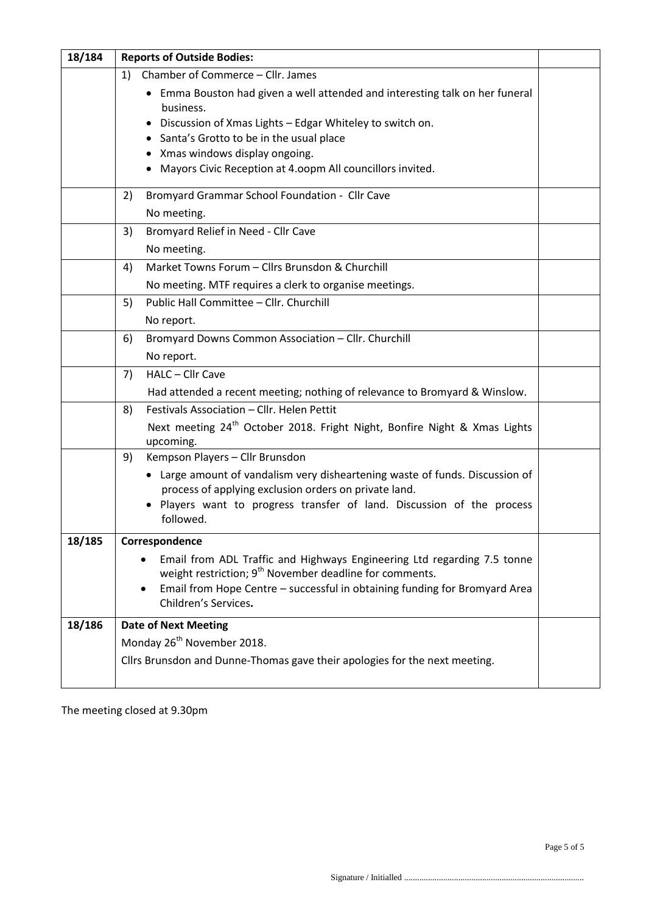| | | |
|---|---|---|
| **18/184** | **Reports of Outside Bodies:** | |
| | 1) Chamber of Commerce – Cllr. James<br>• Emma Bouston had given a well attended and interesting talk on her funeral business.<br>• Discussion of Xmas Lights – Edgar Whiteley to switch on.<br>• Santa's Grotto to be in the usual place<br>• Xmas windows display ongoing.<br>• Mayors Civic Reception at 4.oopm All councillors invited. | |
| | 2) Bromyard Grammar School Foundation - Cllr Cave<br>No meeting. | |
| | 3) Bromyard Relief in Need - Cllr Cave<br>No meeting. | |
| | 4) Market Towns Forum – Cllrs Brunsdon & Churchill<br>No meeting. MTF requires a clerk to organise meetings. | |
| | 5) Public Hall Committee – Cllr. Churchill<br>No report. | |
| | 6) Bromyard Downs Common Association – Cllr. Churchill<br>No report. | |
| | 7) HALC – Cllr Cave<br>Had attended a recent meeting; nothing of relevance to Bromyard & Winslow. | |
| | 8) Festivals Association – Cllr. Helen Pettit<br>Next meeting 24th October 2018. Fright Night, Bonfire Night & Xmas Lights upcoming. | |
| | 9) Kempson Players – Cllr Brunsdon<br>• Large amount of vandalism very disheartening waste of funds. Discussion of process of applying exclusion orders on private land.<br>• Players want to progress transfer of land. Discussion of the process followed. | |
| **18/185** | **Correspondence**<br>• Email from ADL Traffic and Highways Engineering Ltd regarding 7.5 tonne weight restriction; 9th November deadline for comments.<br>• Email from Hope Centre – successful in obtaining funding for Bromyard Area Children's Services**.** | |
| **18/186** | **Date of Next Meeting**<br>Monday 26th November 2018.<br>Cllrs Brunsdon and Dunne-Thomas gave their apologies for the next meeting. | |

The meeting closed at 9.30pm

Signature / Initialled ..................................................................................